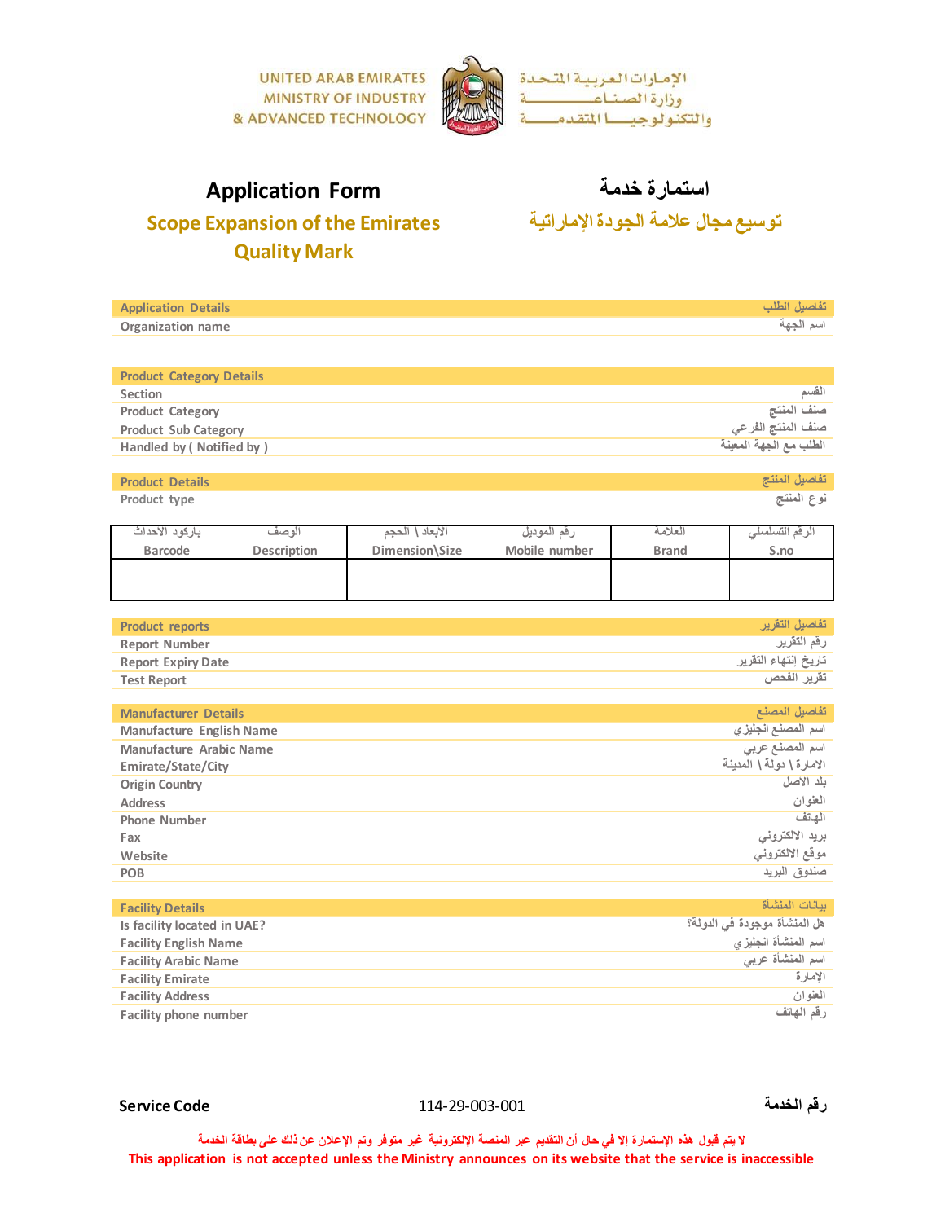UNITED ARAB EMIRATES
MINISTRY OF INDUSTRY
& ADVANCED TECHNOLOGY

الإمارات العربية المتحدة
وزارة الصناعة
والتكنولوجيا المتقدمة

# Application Form
# استمارة خدمة

## Scope Expansion of the Emirates Quality Mark
## توسيع مجال علامة الجودة الإماراتية

| Application Details | تفاصيل الطلب |
|---|---|
| Organization name | اسم الجهة |

| Product Category Details | |
|---|---|
| Section | القسم |
| Product Category | صنف المنتج |
| Product Sub Category | صنف المنتج الفرعي |
| Handled by ( Notified by ) | الطلب مع الجهة المعينة |

| Product Details | تفاصيل المنتج |
|---|---|
| Product type | نوع المنتج |

| باركود الاحداث<br>Barcode | الوصف<br>Description | الابعاد \ الحجم<br>Dimension\Size | رقم الموديل<br>Mobile number | العلامة<br>Brand | الرقم التسلسلي<br>S.no |
|---|---|---|---|---|---|
| | | | | | |

| Product reports | تفاصيل التقرير |
|---|---|
| Report Number | رقم التقرير |
| Report Expiry Date | تاريخ إنتهاء التقرير |
| Test Report | تقرير الفحص |

| Manufacturer Details | تفاصيل المصنع |
|---|---|
| Manufacture English Name | اسم المصنع انجليزي |
| Manufacture Arabic Name | اسم المصنع عربي |
| Emirate/State/City | الامارة \ دولة \ المدينة |
| Origin Country | بلد الاصل |
| Address | العنوان |
| Phone Number | الهاتف |
| Fax | بريد الالكتروني |
| Website | موقع الالكتروني |
| POB | صندوق البريد |

| Facility Details | بيانات المنشأة |
|---|---|
| Is facility located in UAE? | هل المنشأة موجودة في الدولة؟ |
| Facility English Name | اسم المنشأة انجليزي |
| Facility Arabic Name | اسم المنشأة عربي |
| Facility Emirate | الإمارة |
| Facility Address | العنوان |
| Facility phone number | رقم الهاتف |

**Service Code** 114-29-003-001 **رقم الخدمة**

لا يتم قبول هذه الإستمارة إلا في حال أن التقديم عبر المنصة الإلكترونية غير متوفر وتم الإعلان عن ذلك على بطاقة الخدمة

This application is not accepted unless the Ministry announces on its website that the service is inaccessible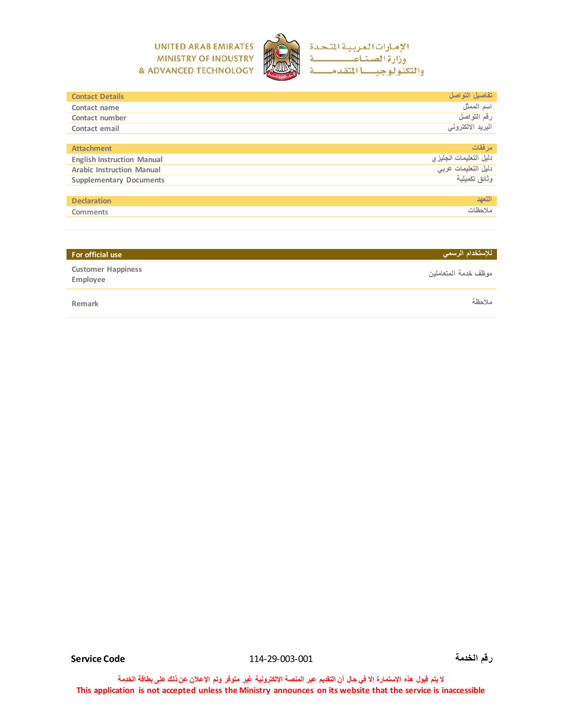UNITED ARAB EMIRATES
MINISTRY OF INDUSTRY
& ADVANCED TECHNOLOGY

الإمارات العربية المتحدة
وزارة الصناعة
والتكنولوجيا المتقدمة

| Contact Details | تفاصيل التواصل |
| --- | --- |
| Contact name | اسم الممثل |
| Contact number | رقم التواصل |
| Contact email | البريد الالكتروني |

| Attachment | مرفقات |
| --- | --- |
| English Instruction Manual | دليل التعليمات انجليزي |
| Arabic Instruction Manual | دليل التعليمات عربي |
| Supplementary Documents | وثائق تكميلية |

| Declaration | التعهد |
| --- | --- |
| Comments | ملاحظات |

| For official use | للإستخدام الرسمي |
| --- | --- |
| Customer Happiness Employee | موظف خدمة المتعاملين |
| Remark | ملاحظة |

**Service Code** 114-29-003-001 **رقم الخدمة**

**لا يتم قبول هذه الإستمارة إلا في حال أن التقديم عبر المنصة الإلكترونية غير متوفر وتم الإعلان عن ذلك على بطاقة الخدمة**

**This application is not accepted unless the Ministry announces on its website that the service is inaccessible**